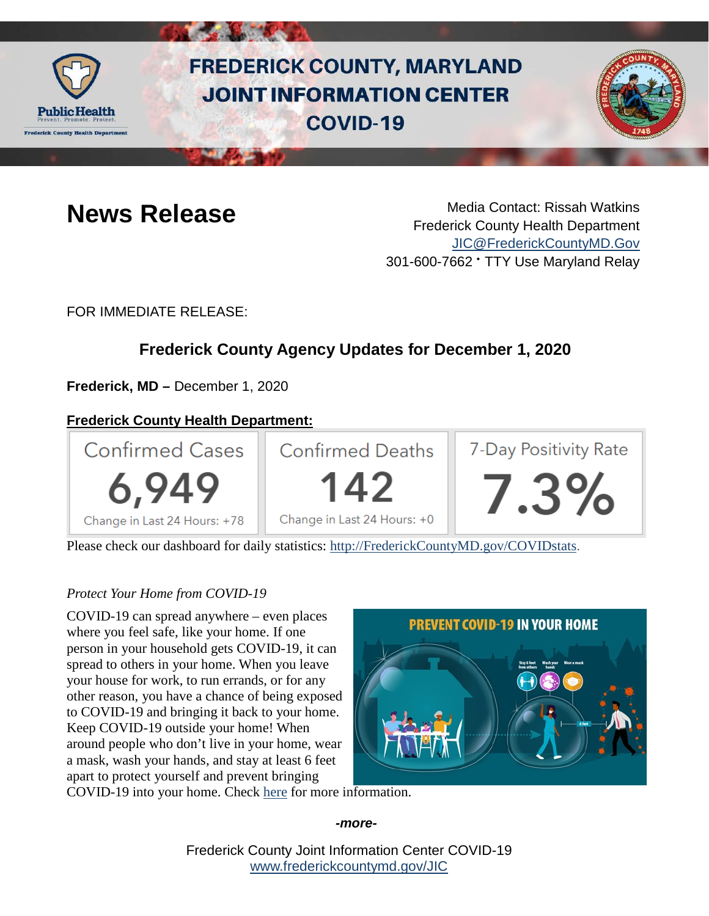# FREDERICK COUNTY, MARYLAND JOINT INFORMATION CENTER COVID-19

# News Release

Media Contact: Rissah Watkins
Frederick County Health Department
JIC@FrederickCountyMD.Gov
301-600-7662 • TTY Use Maryland Relay

FOR IMMEDIATE RELEASE:

## Frederick County Agency Updates for December 1, 2020

**Frederick, MD –** December 1, 2020

**Frederick County Health Department:**

| Confirmed Cases | Confirmed Deaths | 7-Day Positivity Rate |
|---|---|---|
| 6,949 | 142 | 7.3% |
| Change in Last 24 Hours: +78 | Change in Last 24 Hours: +0 | |

Please check our dashboard for daily statistics: http://FrederickCountyMD.gov/COVIDstats.

*Protect Your Home from COVID-19*

COVID-19 can spread anywhere – even places where you feel safe, like your home. If one person in your household gets COVID-19, it can spread to others in your home. When you leave your house for work, to run errands, or for any other reason, you have a chance of being exposed to COVID-19 and bringing it back to your home. Keep COVID-19 outside your home! When around people who don't live in your home, wear a mask, wash your hands, and stay at least 6 feet apart to protect yourself and prevent bringing COVID-19 into your home. Check here for more information.

*-more-*

Frederick County Joint Information Center COVID-19
www.frederickcountymd.gov/JIC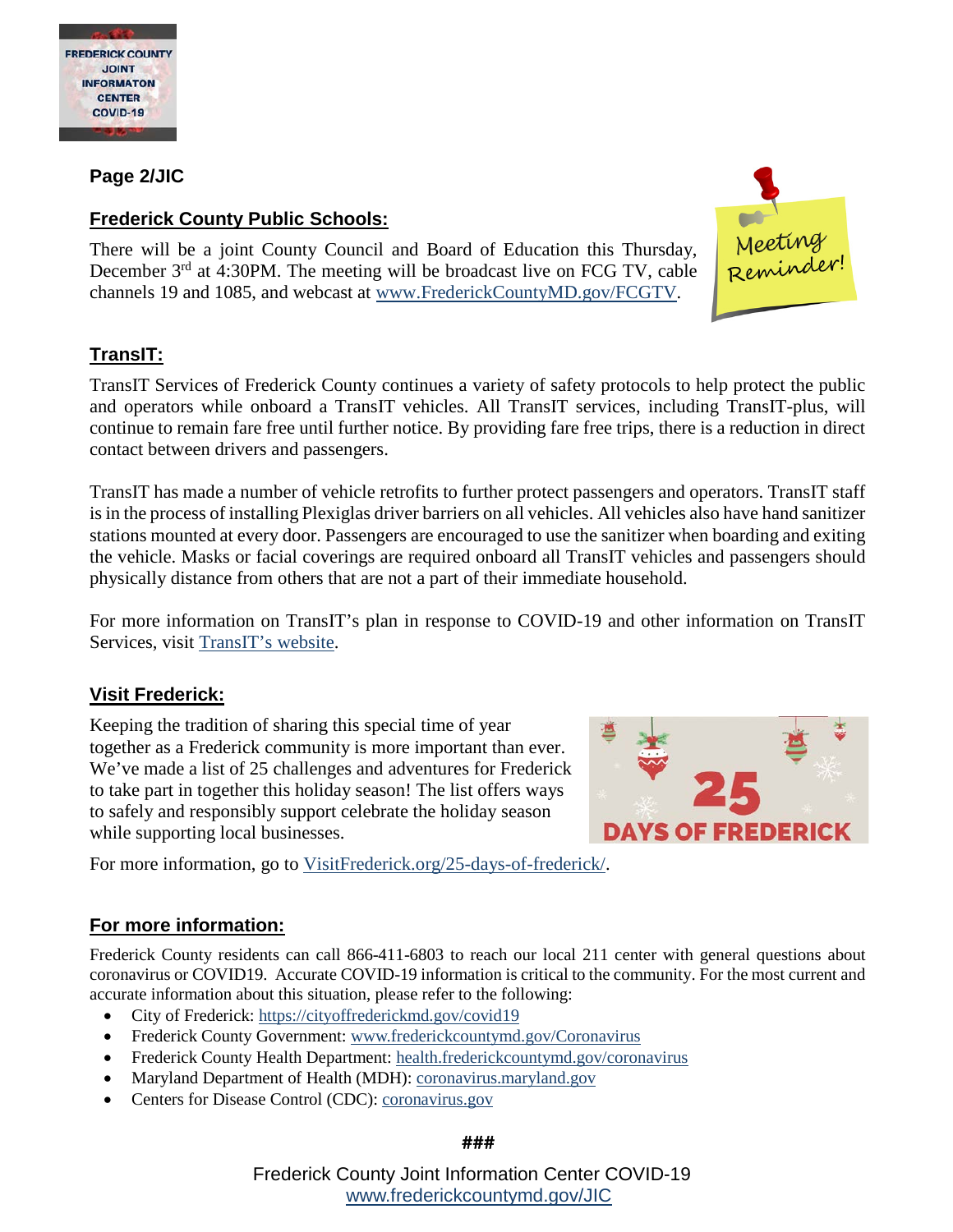**Page 2/JIC**

## Frederick County Public Schools:

There will be a joint County Council and Board of Education this Thursday, December 3rd at 4:30PM. The meeting will be broadcast live on FCG TV, cable channels 19 and 1085, and webcast at www.FrederickCountyMD.gov/FCGTV.

## TransIT:

TransIT Services of Frederick County continues a variety of safety protocols to help protect the public and operators while onboard a TransIT vehicles. All TransIT services, including TransIT-plus, will continue to remain fare free until further notice. By providing fare free trips, there is a reduction in direct contact between drivers and passengers.

TransIT has made a number of vehicle retrofits to further protect passengers and operators. TransIT staff is in the process of installing Plexiglas driver barriers on all vehicles. All vehicles also have hand sanitizer stations mounted at every door. Passengers are encouraged to use the sanitizer when boarding and exiting the vehicle. Masks or facial coverings are required onboard all TransIT vehicles and passengers should physically distance from others that are not a part of their immediate household.

For more information on TransIT's plan in response to COVID-19 and other information on TransIT Services, visit TransIT's website.

## Visit Frederick:

Keeping the tradition of sharing this special time of year together as a Frederick community is more important than ever. We've made a list of 25 challenges and adventures for Frederick to take part in together this holiday season! The list offers ways to safely and responsibly support celebrate the holiday season while supporting local businesses.

For more information, go to VisitFrederick.org/25-days-of-frederick/.

## For more information:

Frederick County residents can call 866-411-6803 to reach our local 211 center with general questions about coronavirus or COVID19. Accurate COVID-19 information is critical to the community. For the most current and accurate information about this situation, please refer to the following:

- City of Frederick: https://cityoffrederickmd.gov/covid19
- Frederick County Government: www.frederickcountymd.gov/Coronavirus
- Frederick County Health Department: health.frederickcountymd.gov/coronavirus
- Maryland Department of Health (MDH): coronavirus.maryland.gov
- Centers for Disease Control (CDC): coronavirus.gov

###

Frederick County Joint Information Center COVID-19
www.frederickcountymd.gov/JIC